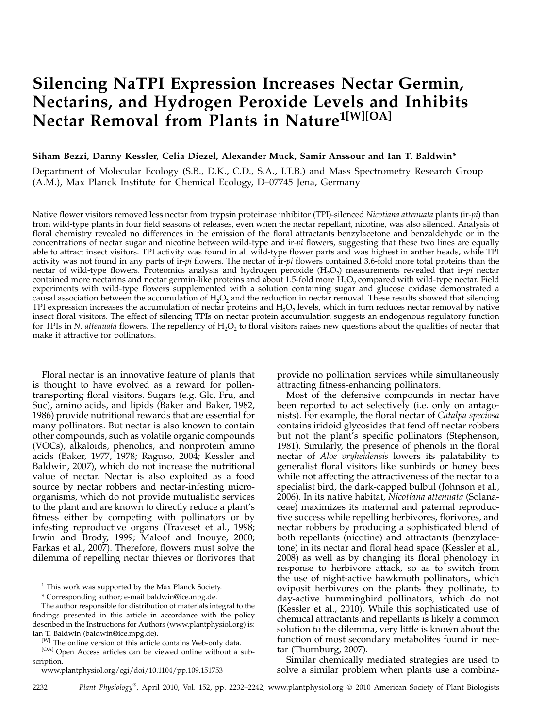# Silencing NaTPI Expression Increases Nectar Germin, Nectarins, and Hydrogen Peroxide Levels and Inhibits Nectar Removal from Plants in Nature[1[W][OA]]

**Siham Bezzi, Danny Kessler, Celia Diezel, Alexander Muck, Samir Anssour and Ian T. Baldwin***

Department of Molecular Ecology (S.B., D.K., C.D., S.A., I.T.B.) and Mass Spectrometry Research Group (A.M.), Max Planck Institute for Chemical Ecology, D–07745 Jena, Germany

Native flower visitors removed less nectar from trypsin proteinase inhibitor (TPI)-silenced *Nicotiana attenuata* plants (ir-*pi*) than from wild-type plants in four field seasons of releases, even when the nectar repellant, nicotine, was also silenced. Analysis of floral chemistry revealed no differences in the emission of the floral attractants benzylacetone and benzaldehyde or in the concentrations of nectar sugar and nicotine between wild-type and ir-*pi* flowers, suggesting that these two lines are equally able to attract insect visitors. TPI activity was found in all wild-type flower parts and was highest in anther heads, while TPI activity was not found in any parts of ir-*pi* flowers. The nectar of ir-*pi* flowers contained 3.6-fold more total proteins than the nectar of wild-type flowers. Proteomics analysis and hydrogen peroxide ($H_2O_2$) measurements revealed that ir-*pi* nectar contained more nectarins and nectar germin-like proteins and about 1.5-fold more $H_2O_2$ compared with wild-type nectar. Field experiments with wild-type flowers supplemented with a solution containing sugar and glucose oxidase demonstrated a causal association between the accumulation of $H_2O_2$ and the reduction in nectar removal. These results showed that silencing TPI expression increases the accumulation of nectar proteins and $H_2O_2$ levels, which in turn reduces nectar removal by native insect floral visitors. The effect of silencing TPIs on nectar protein accumulation suggests an endogenous regulatory function for TPIs in *N. attenuata* flowers. The repellency of $H_2O_2$ to floral visitors raises new questions about the qualities of nectar that make it attractive for pollinators.

Floral nectar is an innovative feature of plants that is thought to have evolved as a reward for pollen-transporting floral visitors. Sugars (e.g. Glc, Fru, and Suc), amino acids, and lipids (Baker and Baker, 1982, 1986) provide nutritional rewards that are essential for many pollinators. But nectar is also known to contain other compounds, such as volatile organic compounds (VOCs), alkaloids, phenolics, and nonprotein amino acids (Baker, 1977, 1978; Raguso, 2004; Kessler and Baldwin, 2007), which do not increase the nutritional value of nectar. Nectar is also exploited as a food source by nectar robbers and nectar-infesting microorganisms, which do not provide mutualistic services to the plant and are known to directly reduce a plant's fitness either by competing with pollinators or by infesting reproductive organs (Traveset et al., 1998; Irwin and Brody, 1999; Maloof and Inouye, 2000; Farkas et al., 2007). Therefore, flowers must solve the dilemma of repelling nectar thieves or florivores that provide no pollination services while simultaneously attracting fitness-enhancing pollinators.

Most of the defensive compounds in nectar have been reported to act selectively (i.e. only on antagonists). For example, the floral nectar of *Catalpa speciosa* contains iridoid glycosides that fend off nectar robbers but not the plant's specific pollinators (Stephenson, 1981). Similarly, the presence of phenols in the floral nectar of *Aloe vryheidensis* lowers its palatability to generalist floral visitors like sunbirds or honey bees while not affecting the attractiveness of the nectar to a specialist bird, the dark-capped bulbul (Johnson et al., 2006). In its native habitat, *Nicotiana attenuata* (Solanaceae) maximizes its maternal and paternal reproductive success while repelling herbivores, florivores, and nectar robbers by producing a sophisticated blend of both repellants (nicotine) and attractants (benzylacetone) in its nectar and floral head space (Kessler et al., 2008) as well as by changing its floral phenology in response to herbivore attack, so as to switch from the use of night-active hawkmoth pollinators, which oviposit herbivores on the plants they pollinate, to day-active hummingbird pollinators, which do not (Kessler et al., 2010). While this sophisticated use of chemical attractants and repellants is likely a common solution to the dilemma, very little is known about the function of most secondary metabolites found in nectar (Thornburg, 2007).

Similar chemically mediated strategies are used to solve a similar problem when plants use a combina-

---

[1] This work was supported by the Max Planck Society.

\* Corresponding author; e-mail baldwin@ice.mpg.de.

The author responsible for distribution of materials integral to the findings presented in this article in accordance with the policy described in the Instructions for Authors (www.plantphysiol.org) is: Ian T. Baldwin (baldwin@ice.mpg.de).

[W] The online version of this article contains Web-only data.

[OA] Open Access articles can be viewed online without a subscription.

www.plantphysiol.org/cgi/doi/10.1104/pp.109.151753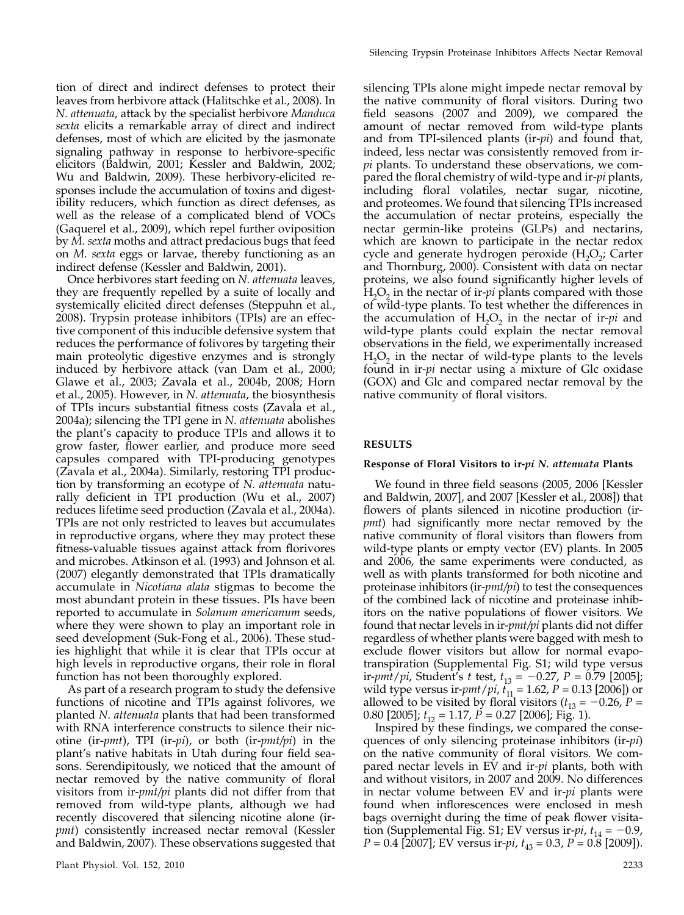tion of direct and indirect defenses to protect their leaves from herbivore attack (Halitschke et al., 2008). In *N. attenuata*, attack by the specialist herbivore *Manduca sexta* elicits a remarkable array of direct and indirect defenses, most of which are elicited by the jasmonate signaling pathway in response to herbivore-specific elicitors (Baldwin, 2001; Kessler and Baldwin, 2002; Wu and Baldwin, 2009). These herbivory-elicited responses include the accumulation of toxins and digestibility reducers, which function as direct defenses, as well as the release of a complicated blend of VOCs (Gaquerel et al., 2009), which repel further oviposition by *M. sexta* moths and attract predacious bugs that feed on *M. sexta* eggs or larvae, thereby functioning as an indirect defense (Kessler and Baldwin, 2001).

Once herbivores start feeding on *N. attenuata* leaves, they are frequently repelled by a suite of locally and systemically elicited direct defenses (Steppuhn et al., 2008). Trypsin protease inhibitors (TPIs) are an effective component of this inducible defensive system that reduces the performance of folivores by targeting their main proteolytic digestive enzymes and is strongly induced by herbivore attack (van Dam et al., 2000; Glawe et al., 2003; Zavala et al., 2004b, 2008; Horn et al., 2005). However, in *N. attenuata*, the biosynthesis of TPIs incurs substantial fitness costs (Zavala et al., 2004a); silencing the TPI gene in *N. attenuata* abolishes the plant's capacity to produce TPIs and allows it to grow faster, flower earlier, and produce more seed capsules compared with TPI-producing genotypes (Zavala et al., 2004a). Similarly, restoring TPI production by transforming an ecotype of *N. attenuata* naturally deficient in TPI production (Wu et al., 2007) reduces lifetime seed production (Zavala et al., 2004a). TPIs are not only restricted to leaves but accumulates in reproductive organs, where they may protect these fitness-valuable tissues against attack from florivores and microbes. Atkinson et al. (1993) and Johnson et al. (2007) elegantly demonstrated that TPIs dramatically accumulate in *Nicotiana alata* stigmas to become the most abundant protein in these tissues. PIs have been reported to accumulate in *Solanum americanum* seeds, where they were shown to play an important role in seed development (Suk-Fong et al., 2006). These studies highlight that while it is clear that TPIs occur at high levels in reproductive organs, their role in floral function has not been thoroughly explored.

As part of a research program to study the defensive functions of nicotine and TPIs against folivores, we planted *N. attenuata* plants that had been transformed with RNA interference constructs to silence their nicotine (ir-*pmt*), TPI (ir-*pi*), or both (ir-*pmt/pi*) in the plant's native habitats in Utah during four field seasons. Serendipitously, we noticed that the amount of nectar removed by the native community of floral visitors from ir-*pmt/pi* plants did not differ from that removed from wild-type plants, although we had recently discovered that silencing nicotine alone (ir-*pmt*) consistently increased nectar removal (Kessler and Baldwin, 2007). These observations suggested that silencing TPIs alone might impede nectar removal by the native community of floral visitors. During two field seasons (2007 and 2009), we compared the amount of nectar removed from wild-type plants and from TPI-silenced plants (ir-*pi*) and found that, indeed, less nectar was consistently removed from ir-*pi* plants. To understand these observations, we compared the floral chemistry of wild-type and ir-*pi* plants, including floral volatiles, nectar sugar, nicotine, and proteomes. We found that silencing TPIs increased the accumulation of nectar proteins, especially the nectar germin-like proteins (GLPs) and nectarins, which are known to participate in the nectar redox cycle and generate hydrogen peroxide ($H_2O_2$; Carter and Thornburg, 2000). Consistent with data on nectar proteins, we also found significantly higher levels of $H_2O_2$ in the nectar of ir-*pi* plants compared with those of wild-type plants. To test whether the differences in the accumulation of $H_2O_2$ in the nectar of ir-*pi* and wild-type plants could explain the nectar removal observations in the field, we experimentally increased $H_2O_2$ in the nectar of wild-type plants to the levels found in ir-*pi* nectar using a mixture of Glc oxidase (GOX) and Glc and compared nectar removal by the native community of floral visitors.

## RESULTS

### Response of Floral Visitors to ir-*pi* *N. attenuata* Plants

We found in three field seasons (2005, 2006 [Kessler and Baldwin, 2007], and 2007 [Kessler et al., 2008]) that flowers of plants silenced in nicotine production (ir-*pmt*) had significantly more nectar removed by the native community of floral visitors than flowers from wild-type plants or empty vector (EV) plants. In 2005 and 2006, the same experiments were conducted, as well as with plants transformed for both nicotine and proteinase inhibitors (ir-*pmt/pi*) to test the consequences of the combined lack of nicotine and proteinase inhibitors on the native populations of flower visitors. We found that nectar levels in ir-*pmt/pi* plants did not differ regardless of whether plants were bagged with mesh to exclude flower visitors but allow for normal evapotranspiration (Supplemental Fig. S1; wild type versus ir-*pmt/pi*, Student's *t* test, $t_{13} = -0.27$, $P = 0.79$ [2005]; wild type versus ir-*pmt/pi*, $t_{11} = 1.62$, $P = 0.13$ [2006]) or allowed to be visited by floral visitors ($t_{13} = -0.26$, $P = 0.80$ [2005]; $t_{12} = 1.17$, $P = 0.27$ [2006]; Fig. 1).

Inspired by these findings, we compared the consequences of only silencing proteinase inhibitors (ir-*pi*) on the native community of floral visitors. We compared nectar levels in EV and ir-*pi* plants, both with and without visitors, in 2007 and 2009. No differences in nectar volume between EV and ir-*pi* plants were found when inflorescences were enclosed in mesh bags overnight during the time of peak flower visitation (Supplemental Fig. S1; EV versus ir-*pi*, $t_{14} = -0.9$, $P = 0.4$ [2007]; EV versus ir-*pi*, $t_{43} = 0.3$, $P = 0.8$ [2009]).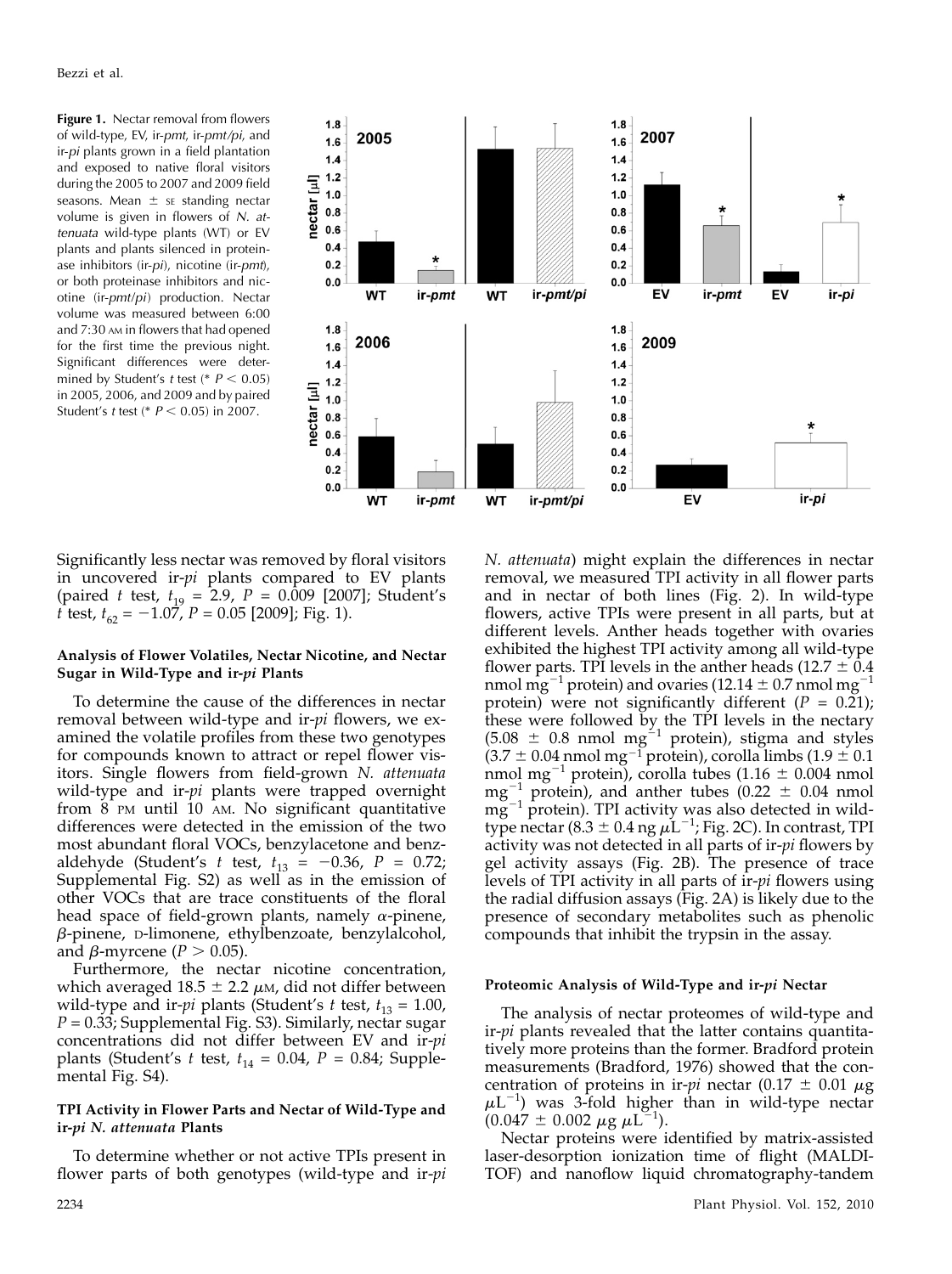**Figure 1.** Nectar removal from flowers of wild-type, EV, ir-*pmt*, ir-*pmt/pi*, and ir-*pi* plants grown in a field plantation and exposed to native floral visitors during the 2005 to 2007 and 2009 field seasons. Mean ± SE standing nectar volume is given in flowers of *N. attenuata* wild-type plants (WT) or EV plants and plants silenced in proteinase inhibitors (ir-*pi*), nicotine (ir-*pmt*), or both proteinase inhibitors and nicotine (ir-*pmt/pi*) production. Nectar volume was measured between 6:00 and 7:30 AM in flowers that had opened for the first time the previous night. Significant differences were determined by Student's *t* test (* $P < 0.05$) in 2005, 2006, and 2009 and by paired Student's *t* test (* $P < 0.05$) in 2007.

Significantly less nectar was removed by floral visitors in uncovered ir-*pi* plants compared to EV plants (paired *t* test, $t_{19}$ = 2.9, $P$ = 0.009 [2007]; Student's *t* test, $t_{62}$ = −1.07, $P$ = 0.05 [2009]; Fig. 1).

#### Analysis of Flower Volatiles, Nectar Nicotine, and Nectar Sugar in Wild-Type and ir-*pi* Plants

To determine the cause of the differences in nectar removal between wild-type and ir-*pi* flowers, we examined the volatile profiles from these two genotypes for compounds known to attract or repel flower visitors. Single flowers from field-grown *N. attenuata* wild-type and ir-*pi* plants were trapped overnight from 8 PM until 10 AM. No significant quantitative differences were detected in the emission of the two most abundant floral VOCs, benzylacetone and benzaldehyde (Student's *t* test, $t_{13}$ = −0.36, $P$ = 0.72; Supplemental Fig. S2) as well as in the emission of other VOCs that are trace constituents of the floral head space of field-grown plants, namely α-pinene, β-pinene, D-limonene, ethylbenzoate, benzylalcohol, and β-myrcene ($P$ > 0.05).

Furthermore, the nectar nicotine concentration, which averaged 18.5 ± 2.2 μM, did not differ between wild-type and ir-*pi* plants (Student's *t* test, $t_{13}$ = 1.00, $P$ = 0.33; Supplemental Fig. S3). Similarly, nectar sugar concentrations did not differ between EV and ir-*pi* plants (Student's *t* test, $t_{14}$ = 0.04, $P$ = 0.84; Supplemental Fig. S4).

#### TPI Activity in Flower Parts and Nectar of Wild-Type and ir-*pi* *N. attenuata* Plants

To determine whether or not active TPIs present in flower parts of both genotypes (wild-type and ir-*pi* *N. attenuata*) might explain the differences in nectar removal, we measured TPI activity in all flower parts and in nectar of both lines (Fig. 2). In wild-type flowers, active TPIs were present in all parts, but at different levels. Anther heads together with ovaries exhibited the highest TPI activity among all wild-type flower parts. TPI levels in the anther heads (12.7 ± 0.4 nmol mg$^{-1}$ protein) and ovaries (12.14 ± 0.7 nmol mg$^{-1}$ protein) were not significantly different ($P$ = 0.21); these were followed by the TPI levels in the nectary (5.08 ± 0.8 nmol mg$^{-1}$ protein), stigma and styles (3.7 ± 0.04 nmol mg$^{-1}$ protein), corolla limbs (1.9 ± 0.1 nmol mg$^{-1}$ protein), corolla tubes (1.16 ± 0.004 nmol mg$^{-1}$ protein), and anther tubes (0.22 ± 0.04 nmol mg$^{-1}$ protein). TPI activity was also detected in wild-type nectar (8.3 ± 0.4 ng μL$^{-1}$; Fig. 2C). In contrast, TPI activity was not detected in all parts of ir-*pi* flowers by gel activity assays (Fig. 2B). The presence of trace levels of TPI activity in all parts of ir-*pi* flowers using the radial diffusion assays (Fig. 2A) is likely due to the presence of secondary metabolites such as phenolic compounds that inhibit the trypsin in the assay.

#### Proteomic Analysis of Wild-Type and ir-*pi* Nectar

The analysis of nectar proteomes of wild-type and ir-*pi* plants revealed that the latter contains quantitatively more proteins than the former. Bradford protein measurements (Bradford, 1976) showed that the concentration of proteins in ir-*pi* nectar (0.17 ± 0.01 μg μL$^{-1}$) was 3-fold higher than in wild-type nectar (0.047 ± 0.002 μg μL$^{-1}$).

Nectar proteins were identified by matrix-assisted laser-desorption ionization time of flight (MALDI-TOF) and nanoflow liquid chromatography-tandem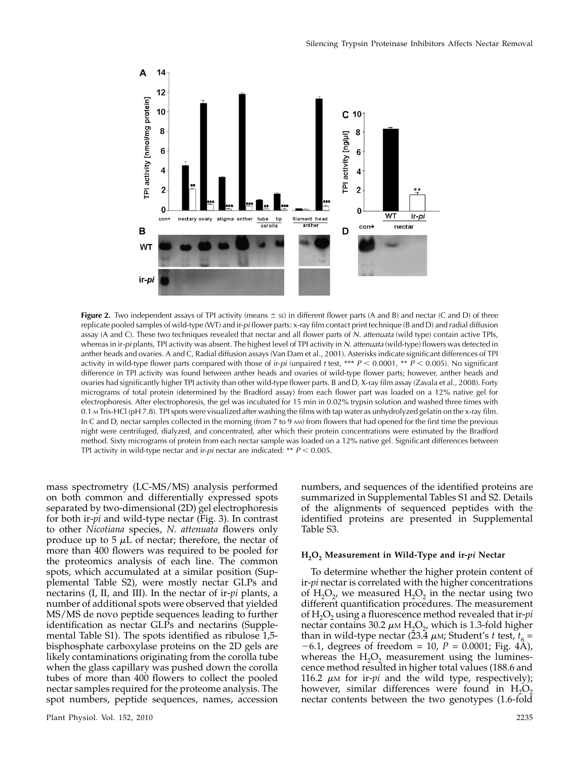**Figure 2.** Two independent assays of TPI activity (means ± SE) in different flower parts (A and B) and nectar (C and D) of three replicate pooled samples of wild-type (WT) and ir-*pi* flower parts: x-ray film contact print technique (B and D) and radial diffusion assay (A and C). These two techniques revealed that nectar and all flower parts of *N. attenuata* (wild type) contain active TPIs, whereas in ir-*pi* plants, TPI activity was absent. The highest level of TPI activity in *N. attenuata* (wild-type) flowers was detected in anther heads and ovaries. A and C, Radial diffusion assays (Van Dam et al., 2001). Asterisks indicate significant differences of TPI activity in wild-type flower parts compared with those of ir-*pi* (unpaired *t* test, *** $P < 0.0001$, ** $P < 0.005$). No significant difference in TPI activity was found between anther heads and ovaries of wild-type flower parts; however, anther heads and ovaries had significantly higher TPI activity than other wild-type flower parts. B and D, X-ray film assay (Zavala et al., 2008). Forty micrograms of total protein (determined by the Bradford assay) from each flower part was loaded on a 12% native gel for electrophoresis. After electrophoresis, the gel was incubated for 15 min in 0.02% trypsin solution and washed three times with 0.1 M Tris-HCl (pH 7.8). TPI spots were visualized after washing the films with tap water as unhydrolyzed gelatin on the x-ray film. In C and D, nectar samples collected in the morning (from 7 to 9 AM) from flowers that had opened for the first time the previous night were centrifuged, dialyzed, and concentrated, after which their protein concentrations were estimated by the Bradford method. Sixty micrograms of protein from each nectar sample was loaded on a 12% native gel. Significant differences between TPI activity in wild-type nectar and ir-*pi* nectar are indicated: ** $P < 0.005$.

mass spectrometry (LC-MS/MS) analysis performed on both common and differentially expressed spots separated by two-dimensional (2D) gel electrophoresis for both ir-*pi* and wild-type nectar (Fig. 3). In contrast to other *Nicotiana* species, *N. attenuata* flowers only produce up to 5 $\mu$L of nectar; therefore, the nectar of more than 400 flowers was required to be pooled for the proteomics analysis of each line. The common spots, which accumulated at a similar position (Supplemental Table S2), were mostly nectar GLPs and nectarins (I, II, and III). In the nectar of ir-*pi* plants, a number of additional spots were observed that yielded MS/MS de novo peptide sequences leading to further identification as nectar GLPs and nectarins (Supplemental Table S1). The spots identified as ribulose 1,5-bisphosphate carboxylase proteins on the 2D gels are likely contaminations originating from the corolla tube when the glass capillary was pushed down the corolla tubes of more than 400 flowers to collect the pooled nectar samples required for the proteome analysis. The spot numbers, peptide sequences, names, accession numbers, and sequences of the identified proteins are summarized in Supplemental Tables S1 and S2. Details of the alignments of sequenced peptides with the identified proteins are presented in Supplemental Table S3.

### $H_2O_2$ Measurement in Wild-Type and ir-*pi* Nectar

To determine whether the higher protein content of ir-*pi* nectar is correlated with the higher concentrations of $H_2O_2$, we measured $H_2O_2$ in the nectar using two different quantification procedures. The measurement of $H_2O_2$ using a fluorescence method revealed that ir-*pi* nectar contains 30.2 $\mu$M $H_2O_2$, which is 1.3-fold higher than in wild-type nectar (23.4 $\mu$M; Student's *t* test, $t_6 = -6.1$, degrees of freedom = 10, $P = 0.0001$; Fig. 4A), whereas the $H_2O_2$ measurement using the luminescence method resulted in higher total values (188.6 and 116.2 $\mu$M for ir-*pi* and the wild type, respectively); however, similar differences were found in $H_2O_2$ nectar contents between the two genotypes (1.6-fold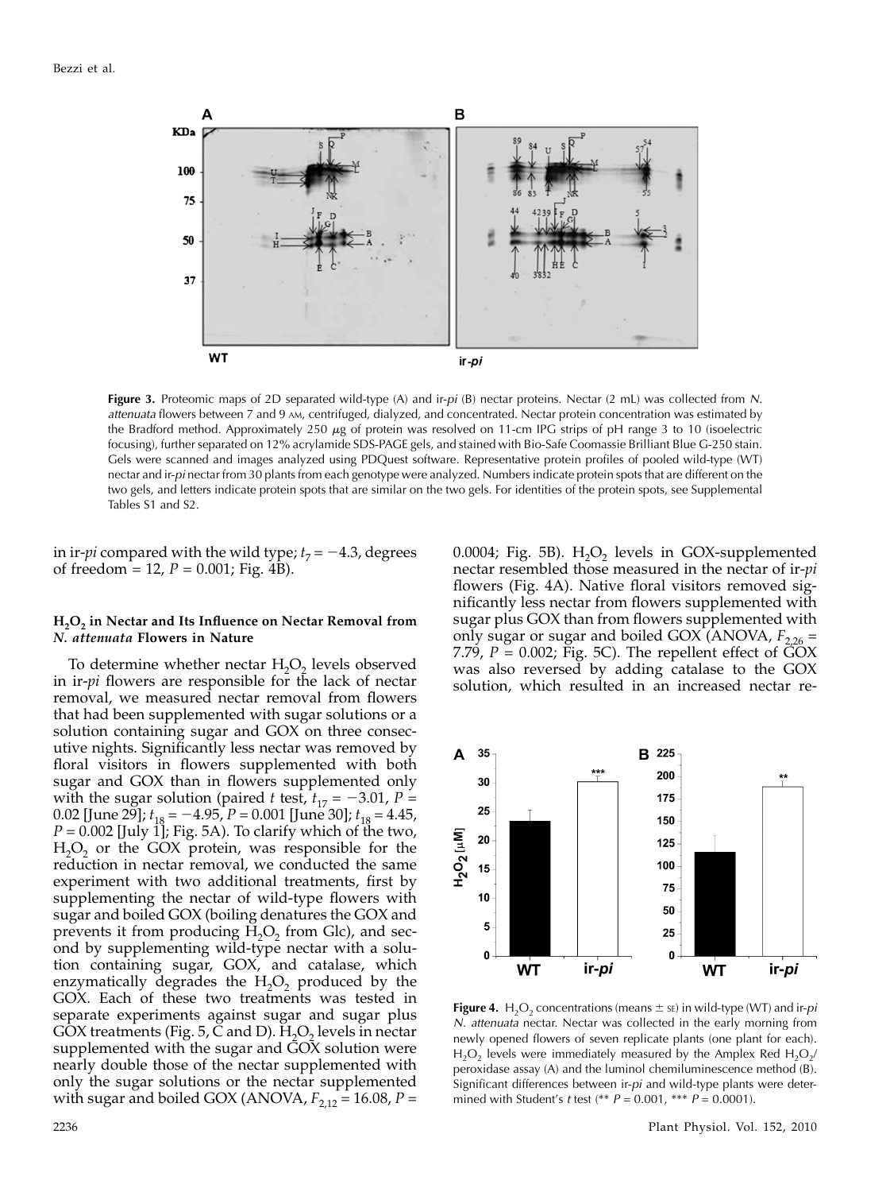**Figure 3.** Proteomic maps of 2D separated wild-type (A) and ir-*pi* (B) nectar proteins. Nectar (2 mL) was collected from *N. attenuata* flowers between 7 and 9 AM, centrifuged, dialyzed, and concentrated. Nectar protein concentration was estimated by the Bradford method. Approximately 250 $\mu$g of protein was resolved on 11-cm IPG strips of pH range 3 to 10 (isoelectric focusing), further separated on 12% acrylamide SDS-PAGE gels, and stained with Bio-Safe Coomassie Brilliant Blue G-250 stain. Gels were scanned and images analyzed using PDQuest software. Representative protein profiles of pooled wild-type (WT) nectar and ir-*pi* nectar from 30 plants from each genotype were analyzed. Numbers indicate protein spots that are different on the two gels, and letters indicate protein spots that are similar on the two gels. For identities of the protein spots, see Supplemental Tables S1 and S2.

in ir-*pi* compared with the wild type; $t_7 = -4.3$, degrees of freedom = 12, $P = 0.001$; Fig. 4B).

### $H_2O_2$ in Nectar and Its Influence on Nectar Removal from *N. attenuata* Flowers in Nature

To determine whether nectar $H_2O_2$ levels observed in ir-*pi* flowers are responsible for the lack of nectar removal, we measured nectar removal from flowers that had been supplemented with sugar solutions or a solution containing sugar and GOX on three consecutive nights. Significantly less nectar was removed by floral visitors in flowers supplemented with both sugar and GOX than in flowers supplemented only with the sugar solution (paired *t* test, $t_{17} = -3.01$, $P = 0.02$ [June 29]; $t_{18} = -4.95$, $P = 0.001$ [June 30]; $t_{18} = 4.45$, $P = 0.002$ [July 1]; Fig. 5A). To clarify which of the two, $H_2O_2$ or the GOX protein, was responsible for the reduction in nectar removal, we conducted the same experiment with two additional treatments, first by supplementing the nectar of wild-type flowers with sugar and boiled GOX (boiling denatures the GOX and prevents it from producing $H_2O_2$ from Glc), and second by supplementing wild-type nectar with a solution containing sugar, GOX, and catalase, which enzymatically degrades the $H_2O_2$ produced by the GOX. Each of these two treatments was tested in separate experiments against sugar and sugar plus GOX treatments (Fig. 5, C and D). $H_2O_2$ levels in nectar supplemented with the sugar and GOX solution were nearly double those of the nectar supplemented with only the sugar solutions or the nectar supplemented with sugar and boiled GOX (ANOVA, $F_{2,12} = 16.08$, $P = 0.0004$; Fig. 5B). $H_2O_2$ levels in GOX-supplemented nectar resembled those measured in the nectar of ir-*pi* flowers (Fig. 4A). Native floral visitors removed significantly less nectar from flowers supplemented with sugar plus GOX than from flowers supplemented with only sugar or sugar and boiled GOX (ANOVA, $F_{2,26} = 7.79$, $P = 0.002$; Fig. 5C). The repellent effect of GOX was also reversed by adding catalase to the GOX solution, which resulted in an increased nectar re-

**Figure 4.** $H_2O_2$ concentrations (means $\pm$ SE) in wild-type (WT) and ir-*pi* *N. attenuata* nectar. Nectar was collected in the early morning from newly opened flowers of seven replicate plants (one plant for each). $H_2O_2$ levels were immediately measured by the Amplex Red $H_2O_2$/peroxidase assay (A) and the luminol chemiluminescence method (B). Significant differences between ir-*pi* and wild-type plants were determined with Student's *t* test (** $P = 0.001$, *** $P = 0.0001$).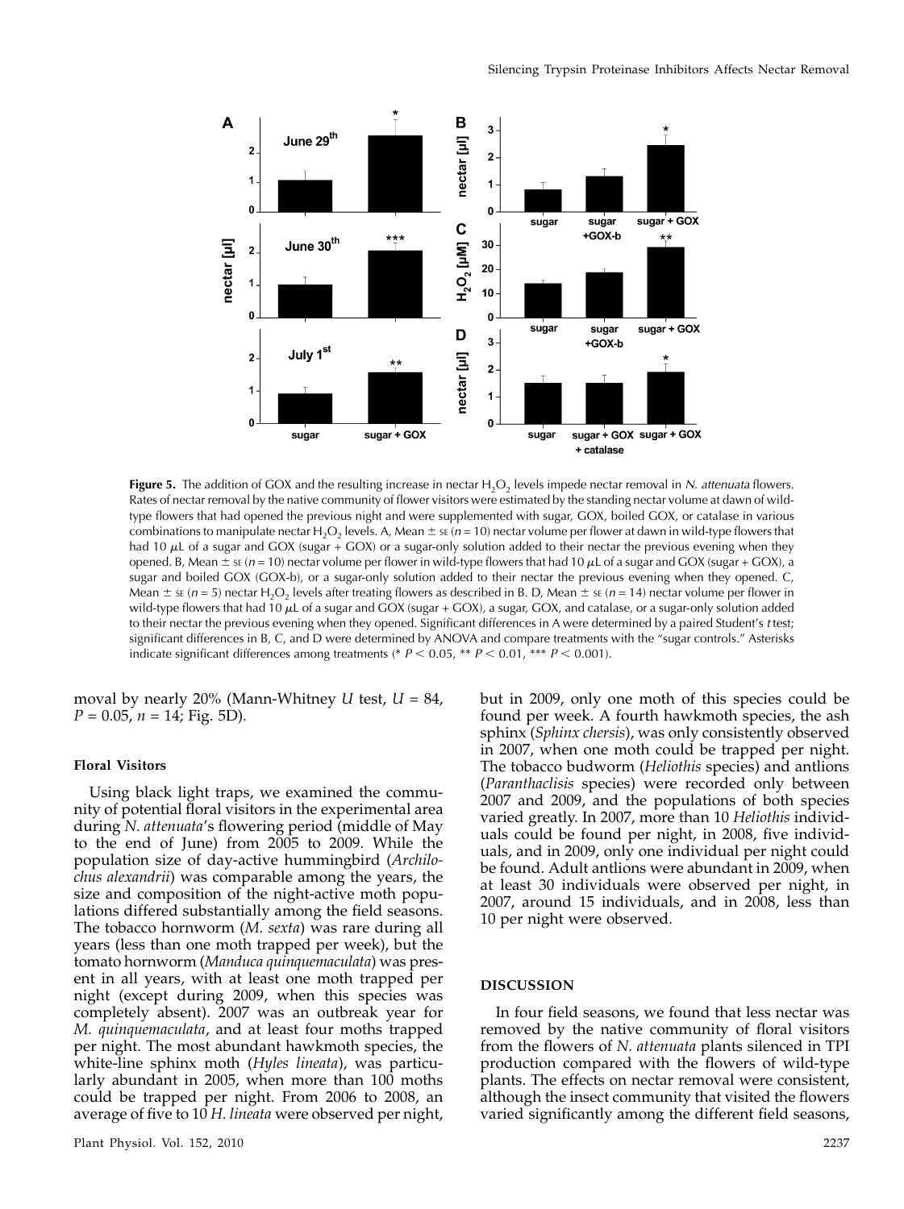**Figure 5.** The addition of GOX and the resulting increase in nectar $H_2O_2$ levels impede nectar removal in *N. attenuata* flowers. Rates of nectar removal by the native community of flower visitors were estimated by the standing nectar volume at dawn of wild-type flowers that had opened the previous night and were supplemented with sugar, GOX, boiled GOX, or catalase in various combinations to manipulate nectar $H_2O_2$ levels. A, Mean ± SE ($n = 10$) nectar volume per flower at dawn in wild-type flowers that had 10 $\mu$L of a sugar and GOX (sugar + GOX) or a sugar-only solution added to their nectar the previous evening when they opened. B, Mean ± SE ($n = 10$) nectar volume per flower in wild-type flowers that had 10 $\mu$L of a sugar and GOX (sugar + GOX), a sugar and boiled GOX (GOX-b), or a sugar-only solution added to their nectar the previous evening when they opened. C, Mean ± SE ($n = 5$) nectar $H_2O_2$ levels after treating flowers as described in B. D, Mean ± SE ($n = 14$) nectar volume per flower in wild-type flowers that had 10 $\mu$L of a sugar and GOX (sugar + GOX), a sugar, GOX, and catalase, or a sugar-only solution added to their nectar the previous evening when they opened. Significant differences in A were determined by a paired Student's *t* test; significant differences in B, C, and D were determined by ANOVA and compare treatments with the "sugar controls." Asterisks indicate significant differences among treatments (* $P < 0.05$, ** $P < 0.01$, *** $P < 0.001$).

moval by nearly 20% (Mann-Whitney *U* test, $U = 84$, $P = 0.05$, $n = 14$; Fig. 5D).

#### Floral Visitors

Using black light traps, we examined the community of potential floral visitors in the experimental area during *N. attenuata*'s flowering period (middle of May to the end of June) from 2005 to 2009. While the population size of day-active hummingbird (*Archilochus alexandrii*) was comparable among the years, the size and composition of the night-active moth populations differed substantially among the field seasons. The tobacco hornworm (*M. sexta*) was rare during all years (less than one moth trapped per week), but the tomato hornworm (*Manduca quinquemaculata*) was present in all years, with at least one moth trapped per night (except during 2009, when this species was completely absent). 2007 was an outbreak year for *M. quinquemaculata*, and at least four moths trapped per night. The most abundant hawkmoth species, the white-line sphinx moth (*Hyles lineata*), was particularly abundant in 2005, when more than 100 moths could be trapped per night. From 2006 to 2008, an average of five to 10 *H. lineata* were observed per night, but in 2009, only one moth of this species could be found per week. A fourth hawkmoth species, the ash sphinx (*Sphinx chersis*), was only consistently observed in 2007, when one moth could be trapped per night. The tobacco budworm (*Heliothis* species) and antlions (*Paranthaclisis* species) were recorded only between 2007 and 2009, and the populations of both species varied greatly. In 2007, more than 10 *Heliothis* individuals could be found per night, in 2008, five individuals, and in 2009, only one individual per night could be found. Adult antlions were abundant in 2009, when at least 30 individuals were observed per night, in 2007, around 15 individuals, and in 2008, less than 10 per night were observed.

## DISCUSSION

In four field seasons, we found that less nectar was removed by the native community of floral visitors from the flowers of *N. attenuata* plants silenced in TPI production compared with the flowers of wild-type plants. The effects on nectar removal were consistent, although the insect community that visited the flowers varied significantly among the different field seasons,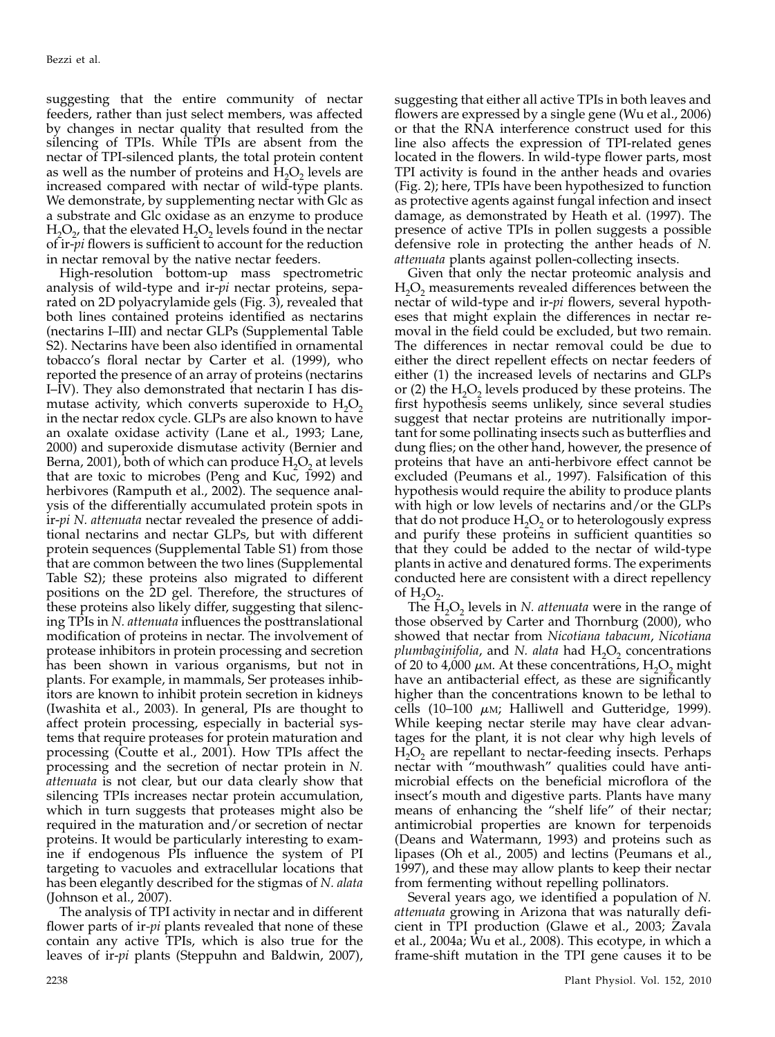suggesting that the entire community of nectar feeders, rather than just select members, was affected by changes in nectar quality that resulted from the silencing of TPIs. While TPIs are absent from the nectar of TPI-silenced plants, the total protein content as well as the number of proteins and $H_2O_2$ levels are increased compared with nectar of wild-type plants. We demonstrate, by supplementing nectar with Glc as a substrate and Glc oxidase as an enzyme to produce $H_2O_2$, that the elevated $H_2O_2$ levels found in the nectar of ir-*pi* flowers is sufficient to account for the reduction in nectar removal by the native nectar feeders.

High-resolution bottom-up mass spectrometric analysis of wild-type and ir-*pi* nectar proteins, separated on 2D polyacrylamide gels (Fig. 3), revealed that both lines contained proteins identified as nectarins (nectarins I–III) and nectar GLPs (Supplemental Table S2). Nectarins have been also identified in ornamental tobacco's floral nectar by Carter et al. (1999), who reported the presence of an array of proteins (nectarins I–IV). They also demonstrated that nectarin I has dismutase activity, which converts superoxide to $H_2O_2$ in the nectar redox cycle. GLPs are also known to have an oxalate oxidase activity (Lane et al., 1993; Lane, 2000) and superoxide dismutase activity (Bernier and Berna, 2001), both of which can produce $H_2O_2$ at levels that are toxic to microbes (Peng and Kuc, 1992) and herbivores (Ramputh et al., 2002). The sequence analysis of the differentially accumulated protein spots in ir-*pi* *N. attenuata* nectar revealed the presence of additional nectarins and nectar GLPs, but with different protein sequences (Supplemental Table S1) from those that are common between the two lines (Supplemental Table S2); these proteins also migrated to different positions on the 2D gel. Therefore, the structures of these proteins also likely differ, suggesting that silencing TPIs in *N. attenuata* influences the posttranslational modification of proteins in nectar. The involvement of protease inhibitors in protein processing and secretion has been shown in various organisms, but not in plants. For example, in mammals, Ser proteases inhibitors are known to inhibit protein secretion in kidneys (Iwashita et al., 2003). In general, PIs are thought to affect protein processing, especially in bacterial systems that require proteases for protein maturation and processing (Coutte et al., 2001). How TPIs affect the processing and the secretion of nectar protein in *N. attenuata* is not clear, but our data clearly show that silencing TPIs increases nectar protein accumulation, which in turn suggests that proteases might also be required in the maturation and/or secretion of nectar proteins. It would be particularly interesting to examine if endogenous PIs influence the system of PI targeting to vacuoles and extracellular locations that has been elegantly described for the stigmas of *N. alata* (Johnson et al., 2007).

The analysis of TPI activity in nectar and in different flower parts of ir-*pi* plants revealed that none of these contain any active TPIs, which is also true for the leaves of ir-*pi* plants (Steppuhn and Baldwin, 2007), suggesting that either all active TPIs in both leaves and flowers are expressed by a single gene (Wu et al., 2006) or that the RNA interference construct used for this line also affects the expression of TPI-related genes located in the flowers. In wild-type flower parts, most TPI activity is found in the anther heads and ovaries (Fig. 2); here, TPIs have been hypothesized to function as protective agents against fungal infection and insect damage, as demonstrated by Heath et al. (1997). The presence of active TPIs in pollen suggests a possible defensive role in protecting the anther heads of *N. attenuata* plants against pollen-collecting insects.

Given that only the nectar proteomic analysis and $H_2O_2$ measurements revealed differences between the nectar of wild-type and ir-*pi* flowers, several hypotheses that might explain the differences in nectar removal in the field could be excluded, but two remain. The differences in nectar removal could be due to either the direct repellent effects on nectar feeders of either (1) the increased levels of nectarins and GLPs or (2) the $H_2O_2$ levels produced by these proteins. The first hypothesis seems unlikely, since several studies suggest that nectar proteins are nutritionally important for some pollinating insects such as butterflies and dung flies; on the other hand, however, the presence of proteins that have an anti-herbivore effect cannot be excluded (Peumans et al., 1997). Falsification of this hypothesis would require the ability to produce plants with high or low levels of nectarins and/or the GLPs that do not produce $H_2O_2$ or to heterologously express and purify these proteins in sufficient quantities so that they could be added to the nectar of wild-type plants in active and denatured forms. The experiments conducted here are consistent with a direct repellency of $H_2O_2$.

The $H_2O_2$ levels in *N. attenuata* were in the range of those observed by Carter and Thornburg (2000), who showed that nectar from *Nicotiana tabacum*, *Nicotiana plumbaginifolia*, and *N. alata* had $H_2O_2$ concentrations of 20 to 4,000 $\mu$M. At these concentrations, $H_2O_2$ might have an antibacterial effect, as these are significantly higher than the concentrations known to be lethal to cells (10–100 $\mu$M; Halliwell and Gutteridge, 1999). While keeping nectar sterile may have clear advantages for the plant, it is not clear why high levels of $H_2O_2$ are repellant to nectar-feeding insects. Perhaps nectar with "mouthwash" qualities could have antimicrobial effects on the beneficial microflora of the insect's mouth and digestive parts. Plants have many means of enhancing the "shelf life" of their nectar; antimicrobial properties are known for terpenoids (Deans and Watermann, 1993) and proteins such as lipases (Oh et al., 2005) and lectins (Peumans et al., 1997), and these may allow plants to keep their nectar from fermenting without repelling pollinators.

Several years ago, we identified a population of *N. attenuata* growing in Arizona that was naturally deficient in TPI production (Glawe et al., 2003; Zavala et al., 2004a; Wu et al., 2008). This ecotype, in which a frame-shift mutation in the TPI gene causes it to be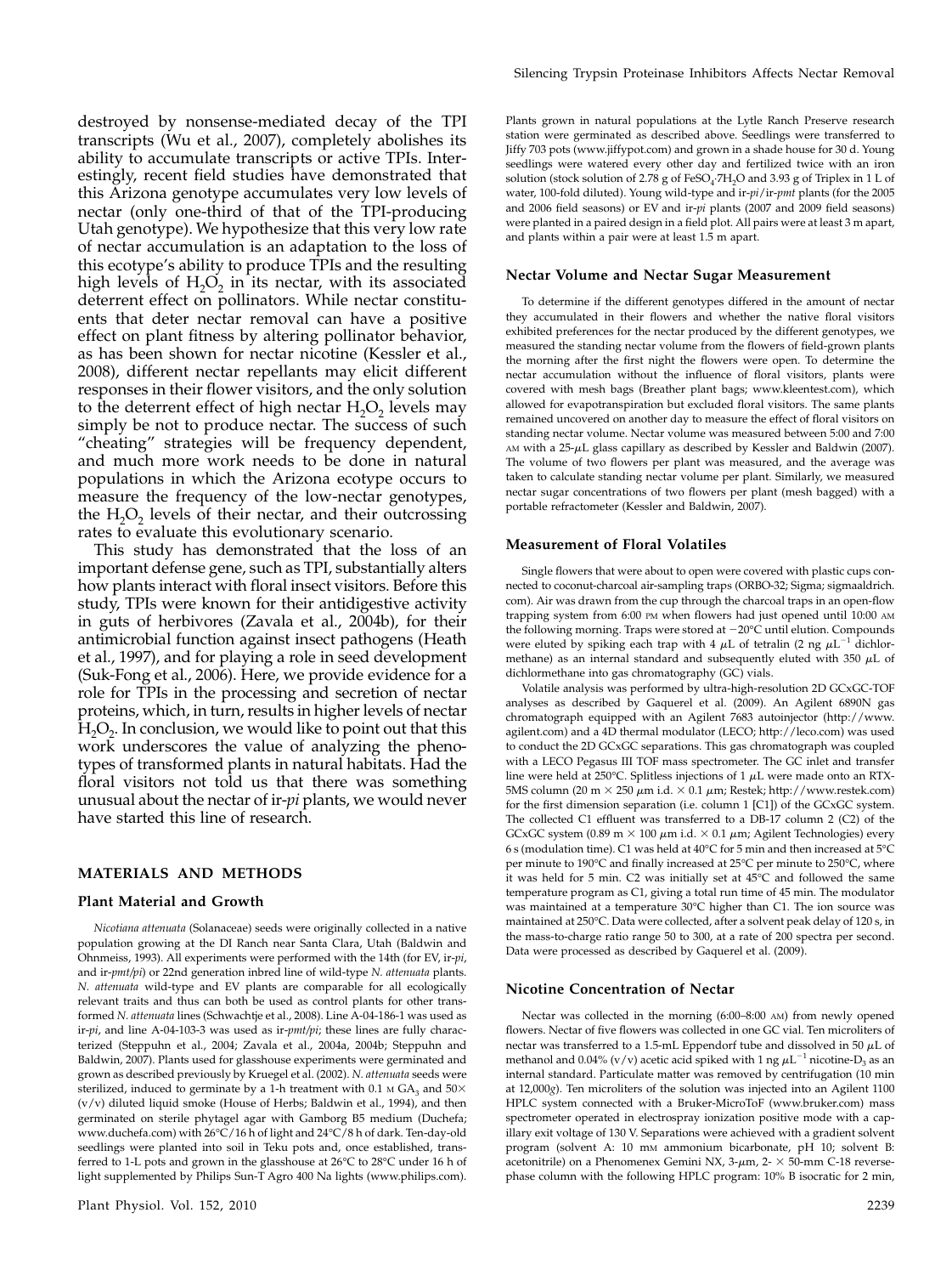destroyed by nonsense-mediated decay of the TPI transcripts (Wu et al., 2007), completely abolishes its ability to accumulate transcripts or active TPIs. Interestingly, recent field studies have demonstrated that this Arizona genotype accumulates very low levels of nectar (only one-third of that of the TPI-producing Utah genotype). We hypothesize that this very low rate of nectar accumulation is an adaptation to the loss of this ecotype's ability to produce TPIs and the resulting high levels of $H_2O_2$ in its nectar, with its associated deterrent effect on pollinators. While nectar constituents that deter nectar removal can have a positive effect on plant fitness by altering pollinator behavior, as has been shown for nectar nicotine (Kessler et al., 2008), different nectar repellants may elicit different responses in their flower visitors, and the only solution to the deterrent effect of high nectar $H_2O_2$ levels may simply be not to produce nectar. The success of such "cheating" strategies will be frequency dependent, and much more work needs to be done in natural populations in which the Arizona ecotype occurs to measure the frequency of the low-nectar genotypes, the $H_2O_2$ levels of their nectar, and their outcrossing rates to evaluate this evolutionary scenario.

This study has demonstrated that the loss of an important defense gene, such as TPI, substantially alters how plants interact with floral insect visitors. Before this study, TPIs were known for their antidigestive activity in guts of herbivores (Zavala et al., 2004b), for their antimicrobial function against insect pathogens (Heath et al., 1997), and for playing a role in seed development (Suk-Fong et al., 2006). Here, we provide evidence for a role for TPIs in the processing and secretion of nectar proteins, which, in turn, results in higher levels of nectar $H_2O_2$. In conclusion, we would like to point out that this work underscores the value of analyzing the phenotypes of transformed plants in natural habitats. Had the floral visitors not told us that there was something unusual about the nectar of ir-*pi* plants, we would never have started this line of research.

## MATERIALS AND METHODS

### Plant Material and Growth

*Nicotiana attenuata* (Solanaceae) seeds were originally collected in a native population growing at the DI Ranch near Santa Clara, Utah (Baldwin and Ohnmeiss, 1993). All experiments were performed with the 14th (for EV, ir-*pi*, and ir-*pmt/pi*) or 22nd generation inbred line of wild-type *N. attenuata* plants. *N. attenuata* wild-type and EV plants are comparable for all ecologically relevant traits and thus can both be used as control plants for other transformed *N. attenuata* lines (Schwachtje et al., 2008). Line A-04-186-1 was used as ir-*pi*, and line A-04-103-3 was used as ir-*pmt/pi*; these lines are fully characterized (Steppuhn et al., 2004; Zavala et al., 2004a, 2004b; Steppuhn and Baldwin, 2007). Plants used for glasshouse experiments were germinated and grown as described previously by Kruegel et al. (2002). *N. attenuata* seeds were sterilized, induced to germinate by a 1-h treatment with 0.1 M $GA_3$ and 50× (v/v) diluted liquid smoke (House of Herbs; Baldwin et al., 1994), and then germinated on sterile phytagel agar with Gamborg B5 medium (Duchefa; www.duchefa.com) with 26°C/16 h of light and 24°C/8 h of dark. Ten-day-old seedlings were planted into soil in Teku pots and, once established, transferred to 1-L pots and grown in the glasshouse at 26°C to 28°C under 16 h of light supplemented by Philips Sun-T Agro 400 Na lights (www.philips.com).

Plants grown in natural populations at the Lytle Ranch Preserve research station were germinated as described above. Seedlings were transferred to Jiffy 703 pots (www.jiffypot.com) and grown in a shade house for 30 d. Young seedlings were watered every other day and fertilized twice with an iron solution (stock solution of 2.78 g of $FeSO_4 \cdot 7H_2O$ and 3.93 g of Triplex in 1 L of water, 100-fold diluted). Young wild-type and ir-*pi*/ir-*pmt* plants (for the 2005 and 2006 field seasons) or EV and ir-*pi* plants (2007 and 2009 field seasons) were planted in a paired design in a field plot. All pairs were at least 3 m apart, and plants within a pair were at least 1.5 m apart.

### Nectar Volume and Nectar Sugar Measurement

To determine if the different genotypes differed in the amount of nectar they accumulated in their flowers and whether the native floral visitors exhibited preferences for the nectar produced by the different genotypes, we measured the standing nectar volume from the flowers of field-grown plants the morning after the first night the flowers were open. To determine the nectar accumulation without the influence of floral visitors, plants were covered with mesh bags (Breather plant bags; www.kleentest.com), which allowed for evapotranspiration but excluded floral visitors. The same plants remained uncovered on another day to measure the effect of floral visitors on standing nectar volume. Nectar volume was measured between 5:00 and 7:00 AM with a 25-μL glass capillary as described by Kessler and Baldwin (2007). The volume of two flowers per plant was measured, and the average was taken to calculate standing nectar volume per plant. Similarly, we measured nectar sugar concentrations of two flowers per plant (mesh bagged) with a portable refractometer (Kessler and Baldwin, 2007).

### Measurement of Floral Volatiles

Single flowers that were about to open were covered with plastic cups connected to coconut-charcoal air-sampling traps (ORBO-32; Sigma; sigmaaldrich.com). Air was drawn from the cup through the charcoal traps in an open-flow trapping system from 6:00 PM when flowers had just opened until 10:00 AM the following morning. Traps were stored at −20°C until elution. Compounds were eluted by spiking each trap with 4 μL of tetralin (2 ng $\mu L^{-1}$ dichlormethane) as an internal standard and subsequently eluted with 350 μL of dichlormethane into gas chromatography (GC) vials.

Volatile analysis was performed by ultra-high-resolution 2D GCxGC-TOF analyses as described by Gaquerel et al. (2009). An Agilent 6890N gas chromatograph equipped with an Agilent 7683 autoinjector (http://www.agilent.com) and a 4D thermal modulator (LECO; http://leco.com) was used to conduct the 2D GCxGC separations. This gas chromatograph was coupled with a LECO Pegasus III TOF mass spectrometer. The GC inlet and transfer line were held at 250°C. Splitless injections of 1 μL were made onto an RTX-5MS column (20 m × 250 μm i.d. × 0.1 μm; Restek; http://www.restek.com) for the first dimension separation (i.e. column 1 [C1]) of the GCxGC system. The collected C1 effluent was transferred to a DB-17 column 2 (C2) of the GCxGC system (0.89 m × 100 μm i.d. × 0.1 μm; Agilent Technologies) every 6 s (modulation time). C1 was held at 40°C for 5 min and then increased at 5°C per minute to 190°C and finally increased at 25°C per minute to 250°C, where it was held for 5 min. C2 was initially set at 45°C and followed the same temperature program as C1, giving a total run time of 45 min. The modulator was maintained at a temperature 30°C higher than C1. The ion source was maintained at 250°C. Data were collected, after a solvent peak delay of 120 s, in the mass-to-charge ratio range 50 to 300, at a rate of 200 spectra per second. Data were processed as described by Gaquerel et al. (2009).

### Nicotine Concentration of Nectar

Nectar was collected in the morning (6:00–8:00 AM) from newly opened flowers. Nectar of five flowers was collected in one GC vial. Ten microliters of nectar was transferred to a 1.5-mL Eppendorf tube and dissolved in 50 μL of methanol and 0.04% (v/v) acetic acid spiked with 1 ng $\mu L^{-1}$ nicotine-$D_3$ as an internal standard. Particulate matter was removed by centrifugation (10 min at 12,000*g*). Ten microliters of the solution was injected into an Agilent 1100 HPLC system connected with a Bruker-MicroToF (www.bruker.com) mass spectrometer operated in electrospray ionization positive mode with a capillary exit voltage of 130 V. Separations were achieved with a gradient solvent program (solvent A: 10 mM ammonium bicarbonate, pH 10; solvent B: acetonitrile) on a Phenomenex Gemini NX, 3-μm, 2- × 50-mm C-18 reverse-phase column with the following HPLC program: 10% B isocratic for 2 min,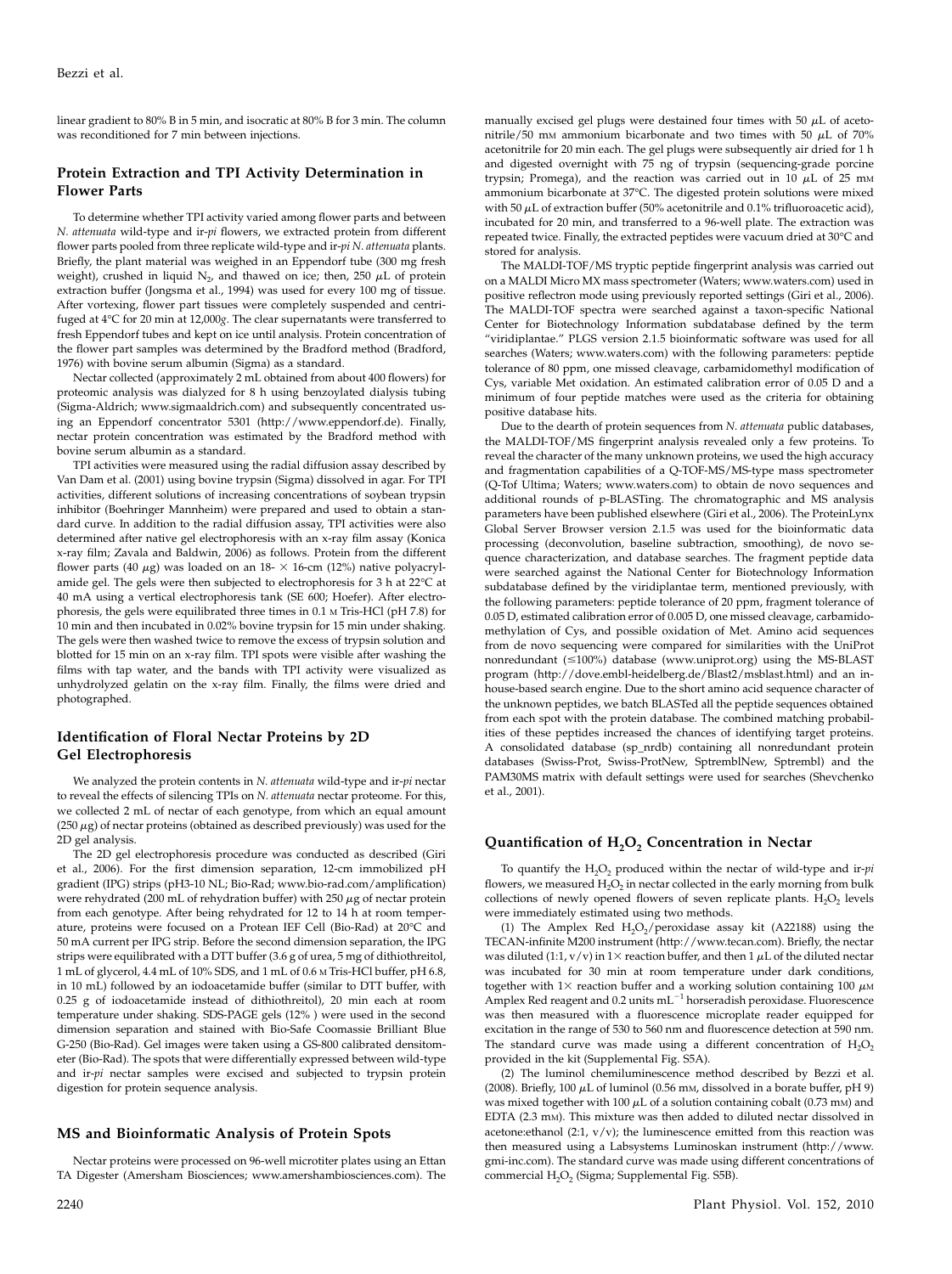linear gradient to 80% B in 5 min, and isocratic at 80% B for 3 min. The column was reconditioned for 7 min between injections.

## Protein Extraction and TPI Activity Determination in Flower Parts

To determine whether TPI activity varied among flower parts and between *N. attenuata* wild-type and ir-*pi* flowers, we extracted protein from different flower parts pooled from three replicate wild-type and ir-*pi N. attenuata* plants. Briefly, the plant material was weighed in an Eppendorf tube (300 mg fresh weight), crushed in liquid $N_2$, and thawed on ice; then, 250 $\mu$L of protein extraction buffer (Jongsma et al., 1994) was used for every 100 mg of tissue. After vortexing, flower part tissues were completely suspended and centrifuged at 4°C for 20 min at 12,000*g*. The clear supernatants were transferred to fresh Eppendorf tubes and kept on ice until analysis. Protein concentration of the flower part samples was determined by the Bradford method (Bradford, 1976) with bovine serum albumin (Sigma) as a standard.

Nectar collected (approximately 2 mL obtained from about 400 flowers) for proteomic analysis was dialyzed for 8 h using benzoylated dialysis tubing (Sigma-Aldrich; www.sigmaaldrich.com) and subsequently concentrated using an Eppendorf concentrator 5301 (http://www.eppendorf.de). Finally, nectar protein concentration was estimated by the Bradford method with bovine serum albumin as a standard.

TPI activities were measured using the radial diffusion assay described by Van Dam et al. (2001) using bovine trypsin (Sigma) dissolved in agar. For TPI activities, different solutions of increasing concentrations of soybean trypsin inhibitor (Boehringer Mannheim) were prepared and used to obtain a standard curve. In addition to the radial diffusion assay, TPI activities were also determined after native gel electrophoresis with an x-ray film assay (Konica x-ray film; Zavala and Baldwin, 2006) as follows. Protein from the different flower parts (40 $\mu$g) was loaded on an 18- × 16-cm (12%) native polyacrylamide gel. The gels were then subjected to electrophoresis for 3 h at 22°C at 40 mA using a vertical electrophoresis tank (SE 600; Hoefer). After electrophoresis, the gels were equilibrated three times in 0.1 M Tris-HCl (pH 7.8) for 10 min and then incubated in 0.02% bovine trypsin for 15 min under shaking. The gels were then washed twice to remove the excess of trypsin solution and blotted for 15 min on an x-ray film. TPI spots were visible after washing the films with tap water, and the bands with TPI activity were visualized as unhydrolyzed gelatin on the x-ray film. Finally, the films were dried and photographed.

## Identification of Floral Nectar Proteins by 2D Gel Electrophoresis

We analyzed the protein contents in *N. attenuata* wild-type and ir-*pi* nectar to reveal the effects of silencing TPIs on *N. attenuata* nectar proteome. For this, we collected 2 mL of nectar of each genotype, from which an equal amount (250 $\mu$g) of nectar proteins (obtained as described previously) was used for the 2D gel analysis.

The 2D gel electrophoresis procedure was conducted as described (Giri et al., 2006). For the first dimension separation, 12-cm immobilized pH gradient (IPG) strips (pH3-10 NL; Bio-Rad; www.bio-rad.com/amplification) were rehydrated (200 mL of rehydration buffer) with 250 $\mu$g of nectar protein from each genotype. After being rehydrated for 12 to 14 h at room temperature, proteins were focused on a Protean IEF Cell (Bio-Rad) at 20°C and 50 mA current per IPG strip. Before the second dimension separation, the IPG strips were equilibrated with a DTT buffer (3.6 g of urea, 5 mg of dithiothreitol, 1 mL of glycerol, 4.4 mL of 10% SDS, and 1 mL of 0.6 M Tris-HCl buffer, pH 6.8, in 10 mL) followed by an iodoacetamide buffer (similar to DTT buffer, with 0.25 g of iodoacetamide instead of dithiothreitol), 20 min each at room temperature under shaking. SDS-PAGE gels (12% ) were used in the second dimension separation and stained with Bio-Safe Coomassie Brilliant Blue G-250 (Bio-Rad). Gel images were taken using a GS-800 calibrated densitometer (Bio-Rad). The spots that were differentially expressed between wild-type and ir-*pi* nectar samples were excised and subjected to trypsin protein digestion for protein sequence analysis.

## MS and Bioinformatic Analysis of Protein Spots

Nectar proteins were processed on 96-well microtiter plates using an Ettan TA Digester (Amersham Biosciences; www.amershambiosciences.com). The manually excised gel plugs were destained four times with 50 $\mu$L of acetonitrile/50 mM ammonium bicarbonate and two times with 50 $\mu$L of 70% acetonitrile for 20 min each. The gel plugs were subsequently air dried for 1 h and digested overnight with 75 ng of trypsin (sequencing-grade porcine trypsin; Promega), and the reaction was carried out in 10 $\mu$L of 25 mM ammonium bicarbonate at 37°C. The digested protein solutions were mixed with 50 $\mu$L of extraction buffer (50% acetonitrile and 0.1% trifluoroacetic acid), incubated for 20 min, and transferred to a 96-well plate. The extraction was repeated twice. Finally, the extracted peptides were vacuum dried at 30°C and stored for analysis.

The MALDI-TOF/MS tryptic peptide fingerprint analysis was carried out on a MALDI Micro MX mass spectrometer (Waters; www.waters.com) used in positive reflectron mode using previously reported settings (Giri et al., 2006). The MALDI-TOF spectra were searched against a taxon-specific National Center for Biotechnology Information subdatabase defined by the term "viridiplantae." PLGS version 2.1.5 bioinformatic software was used for all searches (Waters; www.waters.com) with the following parameters: peptide tolerance of 80 ppm, one missed cleavage, carbamidomethyl modification of Cys, variable Met oxidation. An estimated calibration error of 0.05 D and a minimum of four peptide matches were used as the criteria for obtaining positive database hits.

Due to the dearth of protein sequences from *N. attenuata* public databases, the MALDI-TOF/MS fingerprint analysis revealed only a few proteins. To reveal the character of the many unknown proteins, we used the high accuracy and fragmentation capabilities of a Q-TOF-MS/MS-type mass spectrometer (Q-Tof Ultima; Waters; www.waters.com) to obtain de novo sequences and additional rounds of p-BLASTing. The chromatographic and MS analysis parameters have been published elsewhere (Giri et al., 2006). The ProteinLynx Global Server Browser version 2.1.5 was used for the bioinformatic data processing (deconvolution, baseline subtraction, smoothing), de novo sequence characterization, and database searches. The fragment peptide data were searched against the National Center for Biotechnology Information subdatabase defined by the viridiplantae term, mentioned previously, with the following parameters: peptide tolerance of 20 ppm, fragment tolerance of 0.05 D, estimated calibration error of 0.005 D, one missed cleavage, carbamidomethylation of Cys, and possible oxidation of Met. Amino acid sequences from de novo sequencing were compared for similarities with the UniProt nonredundant (≤100%) database (www.uniprot.org) using the MS-BLAST program (http://dove.embl-heidelberg.de/Blast2/msblast.html) and an in-house-based search engine. Due to the short amino acid sequence character of the unknown peptides, we batch BLASTed all the peptide sequences obtained from each spot with the protein database. The combined matching probabilities of these peptides increased the chances of identifying target proteins. A consolidated database (sp_nrdb) containing all nonredundant protein databases (Swiss-Prot, Swiss-ProtNew, SptremblNew, Sptrembl) and the PAM30MS matrix with default settings were used for searches (Shevchenko et al., 2001).

## Quantification of $H_2O_2$ Concentration in Nectar

To quantify the $H_2O_2$ produced within the nectar of wild-type and ir-*pi* flowers, we measured $H_2O_2$ in nectar collected in the early morning from bulk collections of newly opened flowers of seven replicate plants. $H_2O_2$ levels were immediately estimated using two methods.

(1) The Amplex Red $H_2O_2$/peroxidase assay kit (A22188) using the TECAN-infinite M200 instrument (http://www.tecan.com). Briefly, the nectar was diluted (1:1, v/v) in 1× reaction buffer, and then 1 $\mu$L of the diluted nectar was incubated for 30 min at room temperature under dark conditions, together with 1× reaction buffer and a working solution containing 100 $\mu$M Amplex Red reagent and 0.2 units $mL^{-1}$ horseradish peroxidase. Fluorescence was then measured with a fluorescence microplate reader equipped for excitation in the range of 530 to 560 nm and fluorescence detection at 590 nm. The standard curve was made using a different concentration of $H_2O_2$ provided in the kit (Supplemental Fig. S5A).

(2) The luminol chemiluminescence method described by Bezzi et al. (2008). Briefly, 100 $\mu$L of luminol (0.56 mM, dissolved in a borate buffer, pH 9) was mixed together with 100 $\mu$L of a solution containing cobalt (0.73 mM) and EDTA (2.3 mM). This mixture was then added to diluted nectar dissolved in acetone:ethanol (2:1, v/v); the luminescence emitted from this reaction was then measured using a Labsystems Luminoskan instrument (http://www.gmi-inc.com). The standard curve was made using different concentrations of commercial $H_2O_2$ (Sigma; Supplemental Fig. S5B).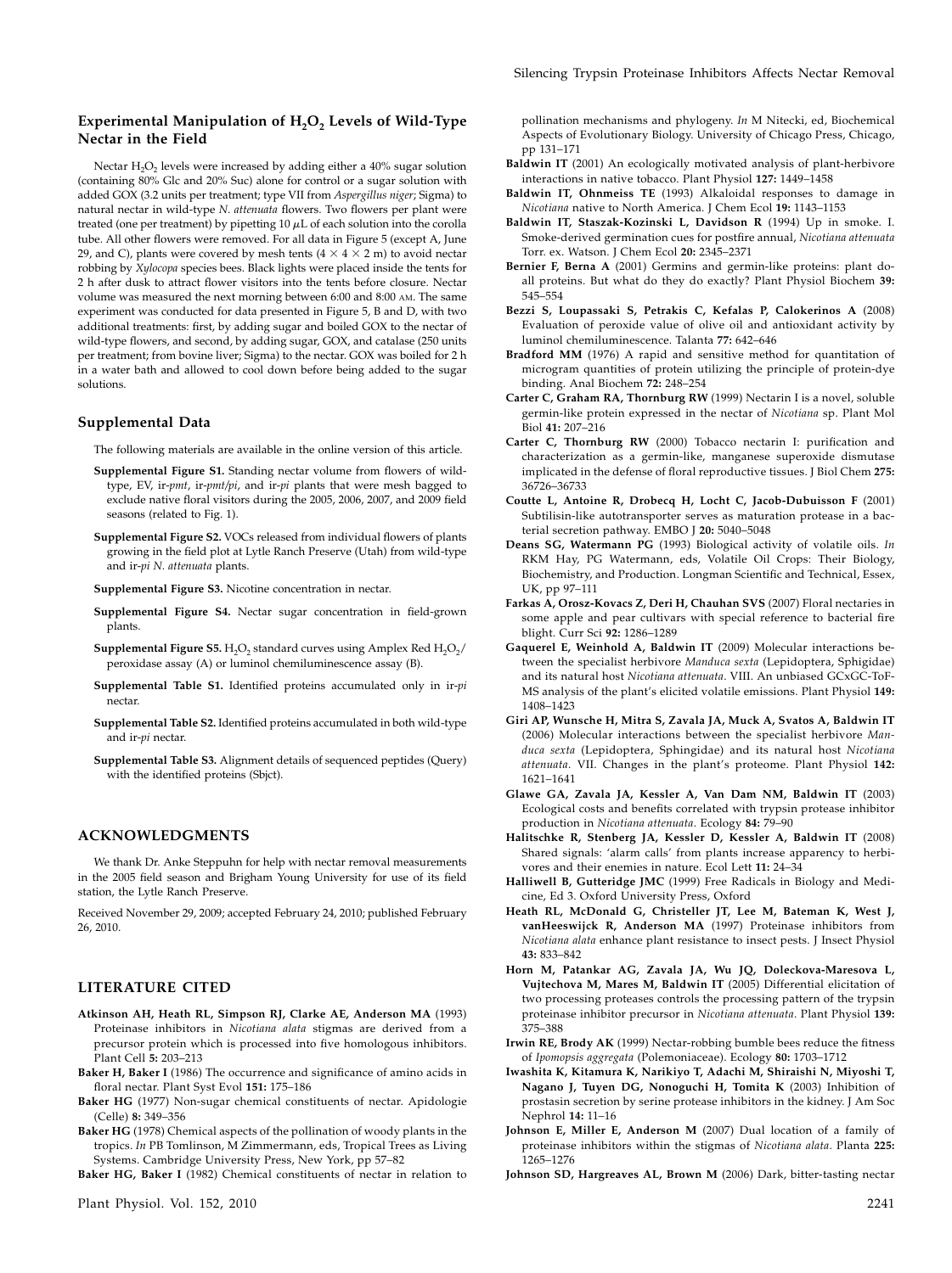### Experimental Manipulation of $H_2O_2$ Levels of Wild-Type Nectar in the Field

Nectar $H_2O_2$ levels were increased by adding either a 40% sugar solution (containing 80% Glc and 20% Suc) alone for control or a sugar solution with added GOX (3.2 units per treatment; type VII from *Aspergillus niger*; Sigma) to natural nectar in wild-type *N. attenuata* flowers. Two flowers per plant were treated (one per treatment) by pipetting 10 $\mu$L of each solution into the corolla tube. All other flowers were removed. For all data in Figure 5 (except A, June 29, and C), plants were covered by mesh tents (4 × 4 × 2 m) to avoid nectar robbing by *Xylocopa* species bees. Black lights were placed inside the tents for 2 h after dusk to attract flower visitors into the tents before closure. Nectar volume was measured the next morning between 6:00 and 8:00 AM. The same experiment was conducted for data presented in Figure 5, B and D, with two additional treatments: first, by adding sugar and boiled GOX to the nectar of wild-type flowers, and second, by adding sugar, GOX, and catalase (250 units per treatment; from bovine liver; Sigma) to the nectar. GOX was boiled for 2 h in a water bath and allowed to cool down before being added to the sugar solutions.

## Supplemental Data

The following materials are available in the online version of this article.

- **Supplemental Figure S1.** Standing nectar volume from flowers of wild-type, EV, ir-*pmt*, ir-*pmt/pi*, and ir-*pi* plants that were mesh bagged to exclude native floral visitors during the 2005, 2006, 2007, and 2009 field seasons (related to Fig. 1).
- **Supplemental Figure S2.** VOCs released from individual flowers of plants growing in the field plot at Lytle Ranch Preserve (Utah) from wild-type and ir-*pi* *N. attenuata* plants.
- **Supplemental Figure S3.** Nicotine concentration in nectar.
- **Supplemental Figure S4.** Nectar sugar concentration in field-grown plants.
- **Supplemental Figure S5.** $H_2O_2$ standard curves using Amplex Red $H_2O_2$/peroxidase assay (A) or luminol chemiluminescence assay (B).
- **Supplemental Table S1.** Identified proteins accumulated only in ir-*pi* nectar.
- **Supplemental Table S2.** Identified proteins accumulated in both wild-type and ir-*pi* nectar.
- **Supplemental Table S3.** Alignment details of sequenced peptides (Query) with the identified proteins (Sbjct).

## ACKNOWLEDGMENTS

We thank Dr. Anke Steppuhn for help with nectar removal measurements in the 2005 field season and Brigham Young University for use of its field station, the Lytle Ranch Preserve.

Received November 29, 2009; accepted February 24, 2010; published February 26, 2010.

## LITERATURE CITED

**Atkinson AH, Heath RL, Simpson RJ, Clarke AE, Anderson MA** (1993) Proteinase inhibitors in *Nicotiana alata* stigmas are derived from a precursor protein which is processed into five homologous inhibitors. Plant Cell **5:** 203–213

**Baker H, Baker I** (1986) The occurrence and significance of amino acids in floral nectar. Plant Syst Evol **151:** 175–186

**Baker HG** (1977) Non-sugar chemical constituents of nectar. Apidologie (Celle) **8:** 349–356

**Baker HG** (1978) Chemical aspects of the pollination of woody plants in the tropics. *In* PB Tomlinson, M Zimmermann, eds, Tropical Trees as Living Systems. Cambridge University Press, New York, pp 57–82

**Baker HG, Baker I** (1982) Chemical constituents of nectar in relation to pollination mechanisms and phylogeny. *In* M Nitecki, ed, Biochemical Aspects of Evolutionary Biology. University of Chicago Press, Chicago, pp 131–171

**Baldwin IT** (2001) An ecologically motivated analysis of plant-herbivore interactions in native tobacco. Plant Physiol **127:** 1449–1458

**Baldwin IT, Ohnmeiss TE** (1993) Alkaloidal responses to damage in *Nicotiana* native to North America. J Chem Ecol **19:** 1143–1153

**Baldwin IT, Staszak-Kozinski L, Davidson R** (1994) Up in smoke. I. Smoke-derived germination cues for postfire annual, *Nicotiana attenuata* Torr. ex. Watson. J Chem Ecol **20:** 2345–2371

**Bernier F, Berna A** (2001) Germins and germin-like proteins: plant do-all proteins. But what do they do exactly? Plant Physiol Biochem **39:** 545–554

**Bezzi S, Loupassaki S, Petrakis C, Kefalas P, Calokerinos A** (2008) Evaluation of peroxide value of olive oil and antioxidant activity by luminol chemiluminescence. Talanta **77:** 642–646

**Bradford MM** (1976) A rapid and sensitive method for quantitation of microgram quantities of protein utilizing the principle of protein-dye binding. Anal Biochem **72:** 248–254

**Carter C, Graham RA, Thornburg RW** (1999) Nectarin I is a novel, soluble germin-like protein expressed in the nectar of *Nicotiana* sp. Plant Mol Biol **41:** 207–216

**Carter C, Thornburg RW** (2000) Tobacco nectarin I: purification and characterization as a germin-like, manganese superoxide dismutase implicated in the defense of floral reproductive tissues. J Biol Chem **275:** 36726–36733

**Coutte L, Antoine R, Drobecq H, Locht C, Jacob-Dubuisson F** (2001) Subtilisin-like autotransporter serves as maturation protease in a bacterial secretion pathway. EMBO J **20:** 5040–5048

**Deans SG, Watermann PG** (1993) Biological activity of volatile oils. *In* RKM Hay, PG Watermann, eds, Volatile Oil Crops: Their Biology, Biochemistry, and Production. Longman Scientific and Technical, Essex, UK, pp 97–111

**Farkas A, Orosz-Kovacs Z, Deri H, Chauhan SVS** (2007) Floral nectaries in some apple and pear cultivars with special reference to bacterial fire blight. Curr Sci **92:** 1286–1289

**Gaquerel E, Weinhold A, Baldwin IT** (2009) Molecular interactions between the specialist herbivore *Manduca sexta* (Lepidoptera, Sphigidae) and its natural host *Nicotiana attenuata*. VIII. An unbiased GCxGC-ToF-MS analysis of the plant's elicited volatile emissions. Plant Physiol **149:** 1408–1423

**Giri AP, Wunsche H, Mitra S, Zavala JA, Muck A, Svatos A, Baldwin IT** (2006) Molecular interactions between the specialist herbivore *Manduca sexta* (Lepidoptera, Sphingidae) and its natural host *Nicotiana attenuata*. VII. Changes in the plant's proteome. Plant Physiol **142:** 1621–1641

**Glawe GA, Zavala JA, Kessler A, Van Dam NM, Baldwin IT** (2003) Ecological costs and benefits correlated with trypsin protease inhibitor production in *Nicotiana attenuata*. Ecology **84:** 79–90

**Halitschke R, Stenberg JA, Kessler D, Kessler A, Baldwin IT** (2008) Shared signals: 'alarm calls' from plants increase apparency to herbivores and their enemies in nature. Ecol Lett **11:** 24–34

**Halliwell B, Gutteridge JMC** (1999) Free Radicals in Biology and Medicine, Ed 3. Oxford University Press, Oxford

**Heath RL, McDonald G, Christeller JT, Lee M, Bateman K, West J, vanHeeswijck R, Anderson MA** (1997) Proteinase inhibitors from *Nicotiana alata* enhance plant resistance to insect pests. J Insect Physiol **43:** 833–842

**Horn M, Patankar AG, Zavala JA, Wu JQ, Doleckova-Maresova L, Vujtechova M, Mares M, Baldwin IT** (2005) Differential elicitation of two processing proteases controls the processing pattern of the trypsin proteinase inhibitor precursor in *Nicotiana attenuata*. Plant Physiol **139:** 375–388

**Irwin RE, Brody AK** (1999) Nectar-robbing bumble bees reduce the fitness of *Ipomopsis aggregata* (Polemoniaceae). Ecology **80:** 1703–1712

**Iwashita K, Kitamura K, Narikiyo T, Adachi M, Shiraishi N, Miyoshi T, Nagano J, Tuyen DG, Nonoguchi H, Tomita K** (2003) Inhibition of prostasin secretion by serine protease inhibitors in the kidney. J Am Soc Nephrol **14:** 11–16

**Johnson E, Miller E, Anderson M** (2007) Dual location of a family of proteinase inhibitors within the stigmas of *Nicotiana alata*. Planta **225:** 1265–1276

**Johnson SD, Hargreaves AL, Brown M** (2006) Dark, bitter-tasting nectar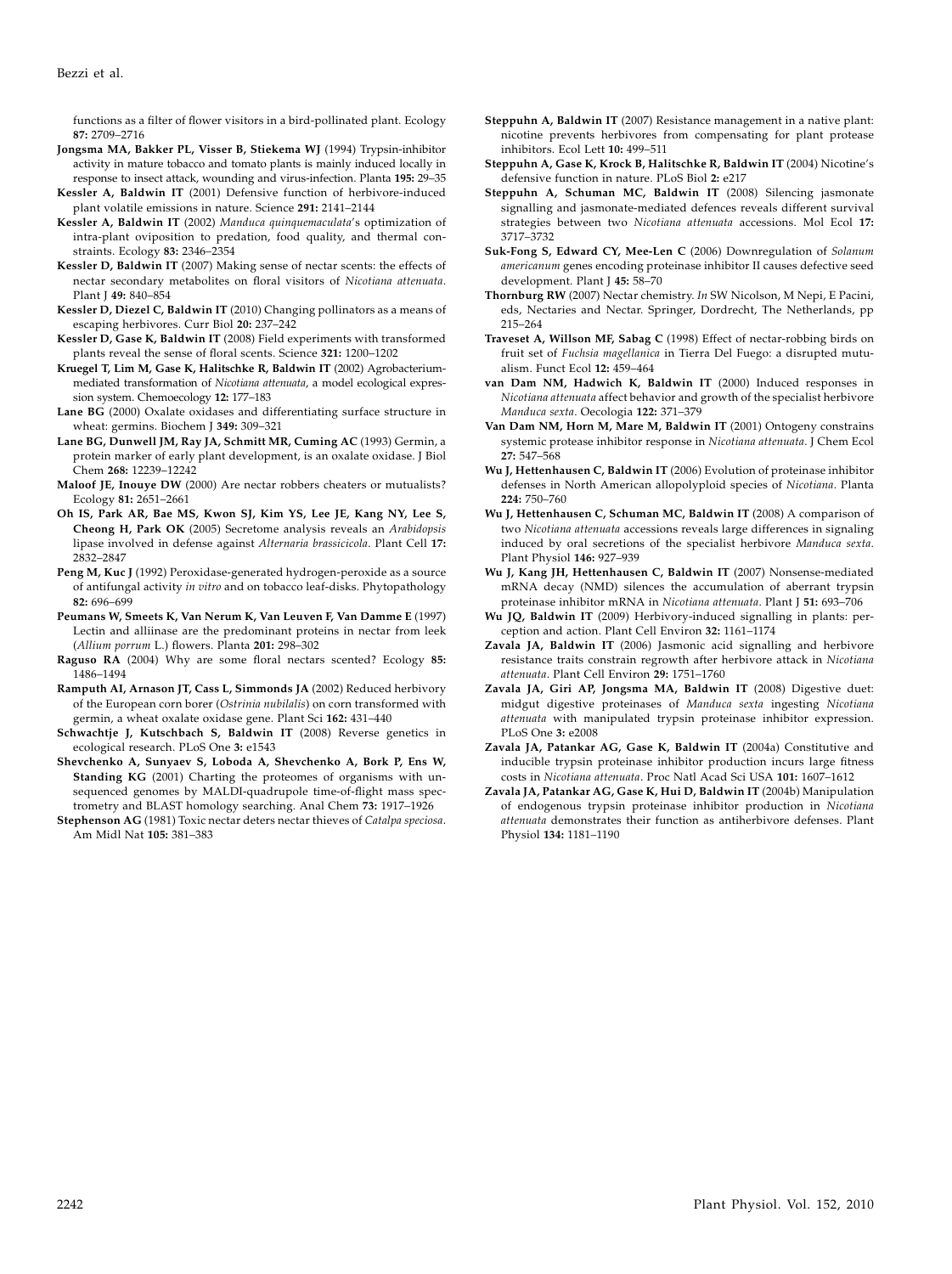functions as a filter of flower visitors in a bird-pollinated plant. Ecology **87:** 2709–2716

**Jongsma MA, Bakker PL, Visser B, Stiekema WJ** (1994) Trypsin-inhibitor activity in mature tobacco and tomato plants is mainly induced locally in response to insect attack, wounding and virus-infection. Planta **195:** 29–35

**Kessler A, Baldwin IT** (2001) Defensive function of herbivore-induced plant volatile emissions in nature. Science **291:** 2141–2144

**Kessler A, Baldwin IT** (2002) *Manduca quinquemaculata*'s optimization of intra-plant oviposition to predation, food quality, and thermal constraints. Ecology **83:** 2346–2354

**Kessler D, Baldwin IT** (2007) Making sense of nectar scents: the effects of nectar secondary metabolites on floral visitors of *Nicotiana attenuata*. Plant J **49:** 840–854

**Kessler D, Diezel C, Baldwin IT** (2010) Changing pollinators as a means of escaping herbivores. Curr Biol **20:** 237–242

**Kessler D, Gase K, Baldwin IT** (2008) Field experiments with transformed plants reveal the sense of floral scents. Science **321:** 1200–1202

**Kruegel T, Lim M, Gase K, Halitschke R, Baldwin IT** (2002) Agrobacterium-mediated transformation of *Nicotiana attenuata*, a model ecological expression system. Chemoecology **12:** 177–183

**Lane BG** (2000) Oxalate oxidases and differentiating surface structure in wheat: germins. Biochem J **349:** 309–321

**Lane BG, Dunwell JM, Ray JA, Schmitt MR, Cuming AC** (1993) Germin, a protein marker of early plant development, is an oxalate oxidase. J Biol Chem **268:** 12239–12242

**Maloof JE, Inouye DW** (2000) Are nectar robbers cheaters or mutualists? Ecology **81:** 2651–2661

**Oh IS, Park AR, Bae MS, Kwon SJ, Kim YS, Lee JE, Kang NY, Lee S, Cheong H, Park OK** (2005) Secretome analysis reveals an *Arabidopsis* lipase involved in defense against *Alternaria brassicicola*. Plant Cell **17:** 2832–2847

**Peng M, Kuc J** (1992) Peroxidase-generated hydrogen-peroxide as a source of antifungal activity *in vitro* and on tobacco leaf-disks. Phytopathology **82:** 696–699

**Peumans W, Smeets K, Van Nerum K, Van Leuven F, Van Damme E** (1997) Lectin and alliinase are the predominant proteins in nectar from leek (*Allium porrum* L.) flowers. Planta **201:** 298–302

**Raguso RA** (2004) Why are some floral nectars scented? Ecology **85:** 1486–1494

**Ramputh AI, Arnason JT, Cass L, Simmonds JA** (2002) Reduced herbivory of the European corn borer (*Ostrinia nubilalis*) on corn transformed with germin, a wheat oxalate oxidase gene. Plant Sci **162:** 431–440

**Schwachtje J, Kutschbach S, Baldwin IT** (2008) Reverse genetics in ecological research. PLoS One **3:** e1543

**Shevchenko A, Sunyaev S, Loboda A, Shevchenko A, Bork P, Ens W, Standing KG** (2001) Charting the proteomes of organisms with unsequenced genomes by MALDI-quadrupole time-of-flight mass spectrometry and BLAST homology searching. Anal Chem **73:** 1917–1926

**Stephenson AG** (1981) Toxic nectar deters nectar thieves of *Catalpa speciosa*. Am Midl Nat **105:** 381–383

**Steppuhn A, Baldwin IT** (2007) Resistance management in a native plant: nicotine prevents herbivores from compensating for plant protease inhibitors. Ecol Lett **10:** 499–511

**Steppuhn A, Gase K, Krock B, Halitschke R, Baldwin IT** (2004) Nicotine's defensive function in nature. PLoS Biol **2:** e217

**Steppuhn A, Schuman MC, Baldwin IT** (2008) Silencing jasmonate signalling and jasmonate-mediated defences reveals different survival strategies between two *Nicotiana attenuata* accessions. Mol Ecol **17:** 3717–3732

**Suk-Fong S, Edward CY, Mee-Len C** (2006) Downregulation of *Solanum americanum* genes encoding proteinase inhibitor II causes defective seed development. Plant J **45:** 58–70

**Thornburg RW** (2007) Nectar chemistry. *In* SW Nicolson, M Nepi, E Pacini, eds, Nectaries and Nectar. Springer, Dordrecht, The Netherlands, pp 215–264

**Traveset A, Willson MF, Sabag C** (1998) Effect of nectar-robbing birds on fruit set of *Fuchsia magellanica* in Tierra Del Fuego: a disrupted mutualism. Funct Ecol **12:** 459–464

**van Dam NM, Hadwich K, Baldwin IT** (2000) Induced responses in *Nicotiana attenuata* affect behavior and growth of the specialist herbivore *Manduca sexta*. Oecologia **122:** 371–379

**Van Dam NM, Horn M, Mare M, Baldwin IT** (2001) Ontogeny constrains systemic protease inhibitor response in *Nicotiana attenuata*. J Chem Ecol **27:** 547–568

**Wu J, Hettenhausen C, Baldwin IT** (2006) Evolution of proteinase inhibitor defenses in North American allopolyploid species of *Nicotiana*. Planta **224:** 750–760

**Wu J, Hettenhausen C, Schuman MC, Baldwin IT** (2008) A comparison of two *Nicotiana attenuata* accessions reveals large differences in signaling induced by oral secretions of the specialist herbivore *Manduca sexta*. Plant Physiol **146:** 927–939

**Wu J, Kang JH, Hettenhausen C, Baldwin IT** (2007) Nonsense-mediated mRNA decay (NMD) silences the accumulation of aberrant trypsin proteinase inhibitor mRNA in *Nicotiana attenuata*. Plant J **51:** 693–706

**Wu JQ, Baldwin IT** (2009) Herbivory-induced signalling in plants: perception and action. Plant Cell Environ **32:** 1161–1174

**Zavala JA, Baldwin IT** (2006) Jasmonic acid signalling and herbivore resistance traits constrain regrowth after herbivore attack in *Nicotiana attenuata*. Plant Cell Environ **29:** 1751–1760

**Zavala JA, Giri AP, Jongsma MA, Baldwin IT** (2008) Digestive duet: midgut digestive proteinases of *Manduca sexta* ingesting *Nicotiana attenuata* with manipulated trypsin proteinase inhibitor expression. PLoS One **3:** e2008

**Zavala JA, Patankar AG, Gase K, Baldwin IT** (2004a) Constitutive and inducible trypsin proteinase inhibitor production incurs large fitness costs in *Nicotiana attenuata*. Proc Natl Acad Sci USA **101:** 1607–1612

**Zavala JA, Patankar AG, Gase K, Hui D, Baldwin IT** (2004b) Manipulation of endogenous trypsin proteinase inhibitor production in *Nicotiana attenuata* demonstrates their function as antiherbivore defenses. Plant Physiol **134:** 1181–1190